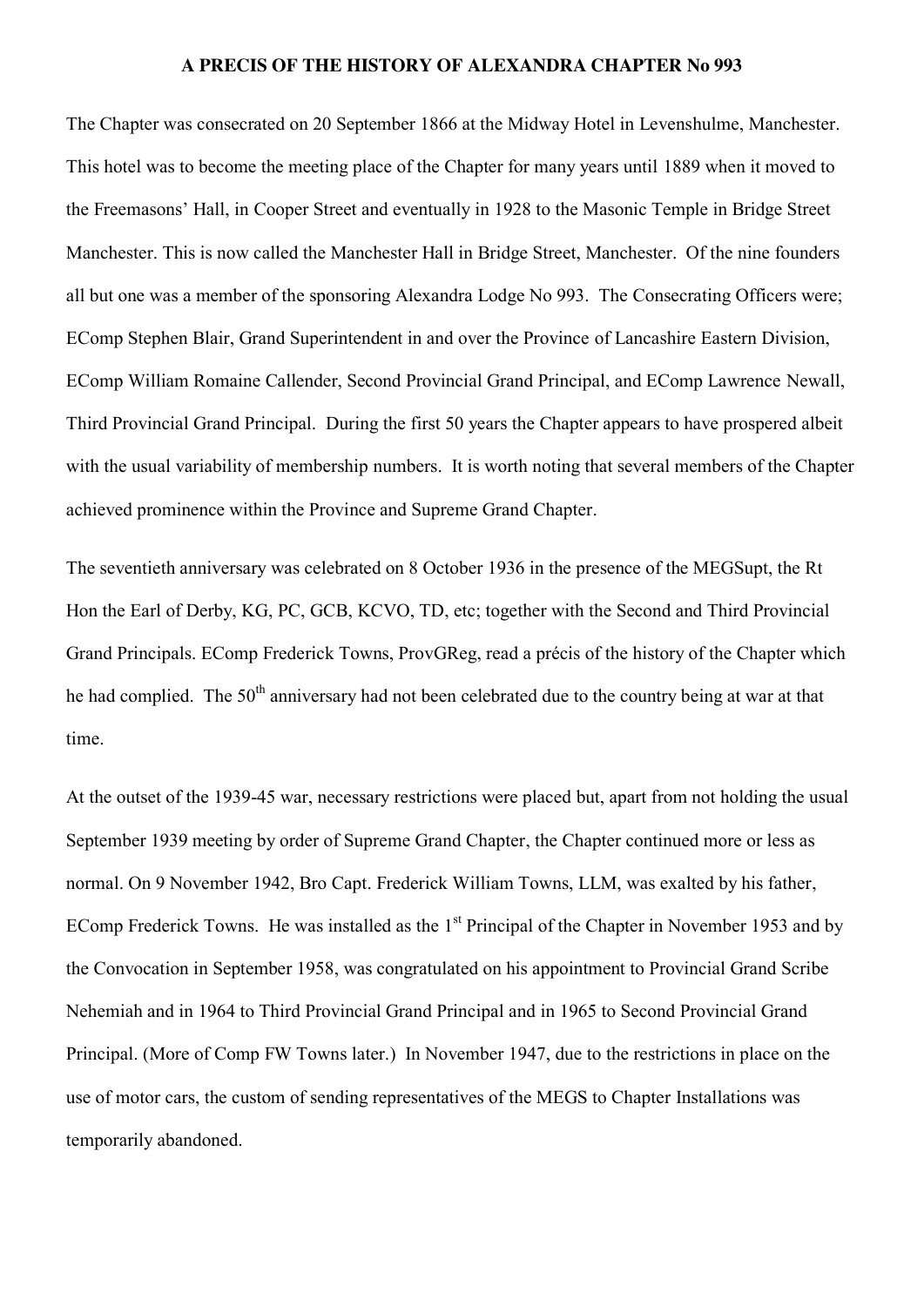# A PRECIS OF THE HISTORY OF ALEXANDRA CHAPTER No 993

The Chapter was consecrated on 20 September 1866 at the Midway Hotel in Levenshulme, Manchester. This hotel was to become the meeting place of the Chapter for many years until 1889 when it moved to the Freemasons' Hall, in Cooper Street and eventually in 1928 to the Masonic Temple in Bridge Street Manchester. This is now called the Manchester Hall in Bridge Street, Manchester. Of the nine founders all but one was a member of the sponsoring Alexandra Lodge No 993. The Consecrating Officers were; EComp Stephen Blair, Grand Superintendent in and over the Province of Lancashire Eastern Division, EComp William Romaine Callender, Second Provincial Grand Principal, and EComp Lawrence Newall, Third Provincial Grand Principal. During the first 50 years the Chapter appears to have prospered albeit with the usual variability of membership numbers. It is worth noting that several members of the Chapter achieved prominence within the Province and Supreme Grand Chapter.

The seventieth anniversary was celebrated on 8 October 1936 in the presence of the MEGSupt, the Rt Hon the Earl of Derby, KG, PC, GCB, KCVO, TD, etc; together with the Second and Third Provincial Grand Principals. EComp Frederick Towns, ProvGReg, read a précis of the history of the Chapter which he had complied. The 50th anniversary had not been celebrated due to the country being at war at that time.

At the outset of the 1939-45 war, necessary restrictions were placed but, apart from not holding the usual September 1939 meeting by order of Supreme Grand Chapter, the Chapter continued more or less as normal. On 9 November 1942, Bro Capt. Frederick William Towns, LLM, was exalted by his father, EComp Frederick Towns. He was installed as the 1st Principal of the Chapter in November 1953 and by the Convocation in September 1958, was congratulated on his appointment to Provincial Grand Scribe Nehemiah and in 1964 to Third Provincial Grand Principal and in 1965 to Second Provincial Grand Principal. (More of Comp FW Towns later.) In November 1947, due to the restrictions in place on the use of motor cars, the custom of sending representatives of the MEGS to Chapter Installations was temporarily abandoned.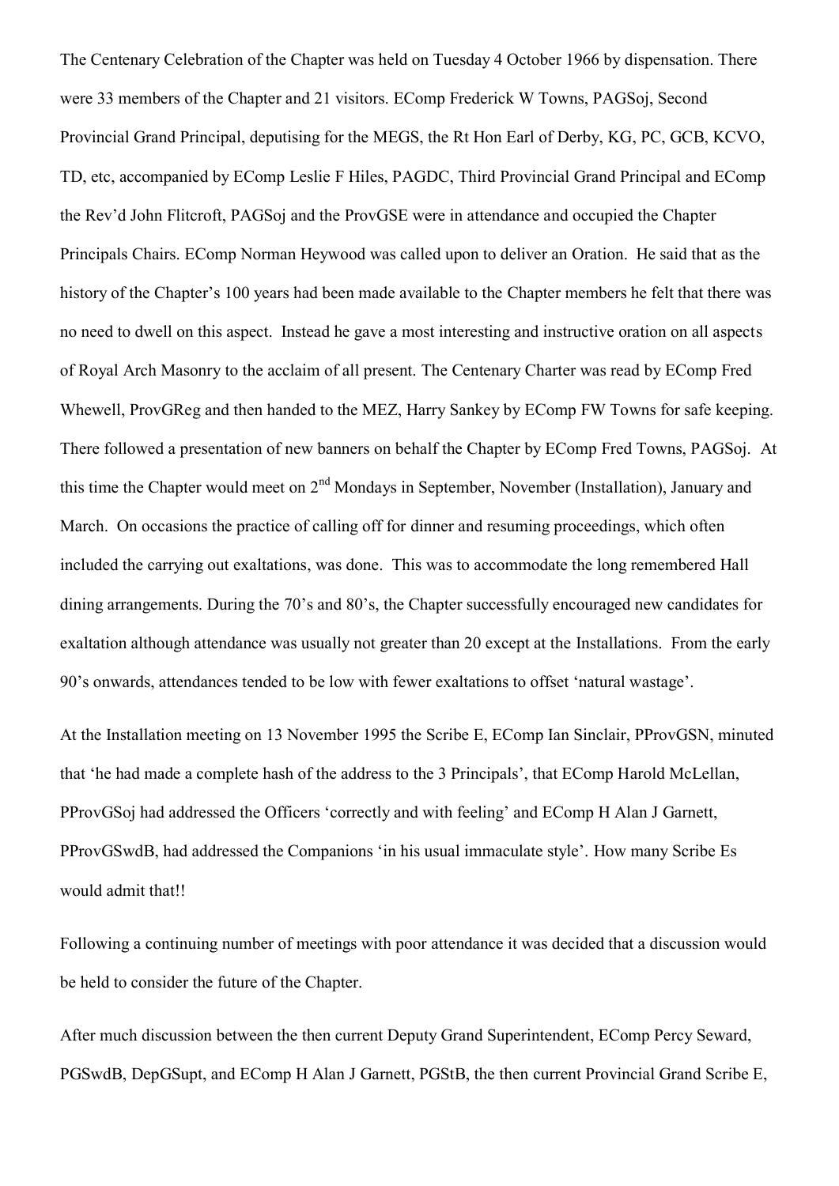The Centenary Celebration of the Chapter was held on Tuesday 4 October 1966 by dispensation. There were 33 members of the Chapter and 21 visitors. EComp Frederick W Towns, PAGSoj, Second Provincial Grand Principal, deputising for the MEGS, the Rt Hon Earl of Derby, KG, PC, GCB, KCVO, TD, etc, accompanied by EComp Leslie F Hiles, PAGDC, Third Provincial Grand Principal and EComp the Rev'd John Flitcroft, PAGSoj and the ProvGSE were in attendance and occupied the Chapter Principals Chairs. EComp Norman Heywood was called upon to deliver an Oration. He said that as the history of the Chapter's 100 years had been made available to the Chapter members he felt that there was no need to dwell on this aspect. Instead he gave a most interesting and instructive oration on all aspects of Royal Arch Masonry to the acclaim of all present. The Centenary Charter was read by EComp Fred Whewell, ProvGReg and then handed to the MEZ, Harry Sankey by EComp FW Towns for safe keeping. There followed a presentation of new banners on behalf the Chapter by EComp Fred Towns, PAGSoj. At this time the Chapter would meet on 2nd Mondays in September, November (Installation), January and March. On occasions the practice of calling off for dinner and resuming proceedings, which often included the carrying out exaltations, was done. This was to accommodate the long remembered Hall dining arrangements. During the 70's and 80's, the Chapter successfully encouraged new candidates for exaltation although attendance was usually not greater than 20 except at the Installations. From the early 90's onwards, attendances tended to be low with fewer exaltations to offset 'natural wastage'.

At the Installation meeting on 13 November 1995 the Scribe E, EComp Ian Sinclair, PProvGSN, minuted that 'he had made a complete hash of the address to the 3 Principals', that EComp Harold McLellan, PProvGSoj had addressed the Officers 'correctly and with feeling' and EComp H Alan J Garnett, PProvGSwdB, had addressed the Companions 'in his usual immaculate style'. How many Scribe Es would admit that!!

Following a continuing number of meetings with poor attendance it was decided that a discussion would be held to consider the future of the Chapter.

After much discussion between the then current Deputy Grand Superintendent, EComp Percy Seward, PGSwdB, DepGSupt, and EComp H Alan J Garnett, PGStB, the then current Provincial Grand Scribe E,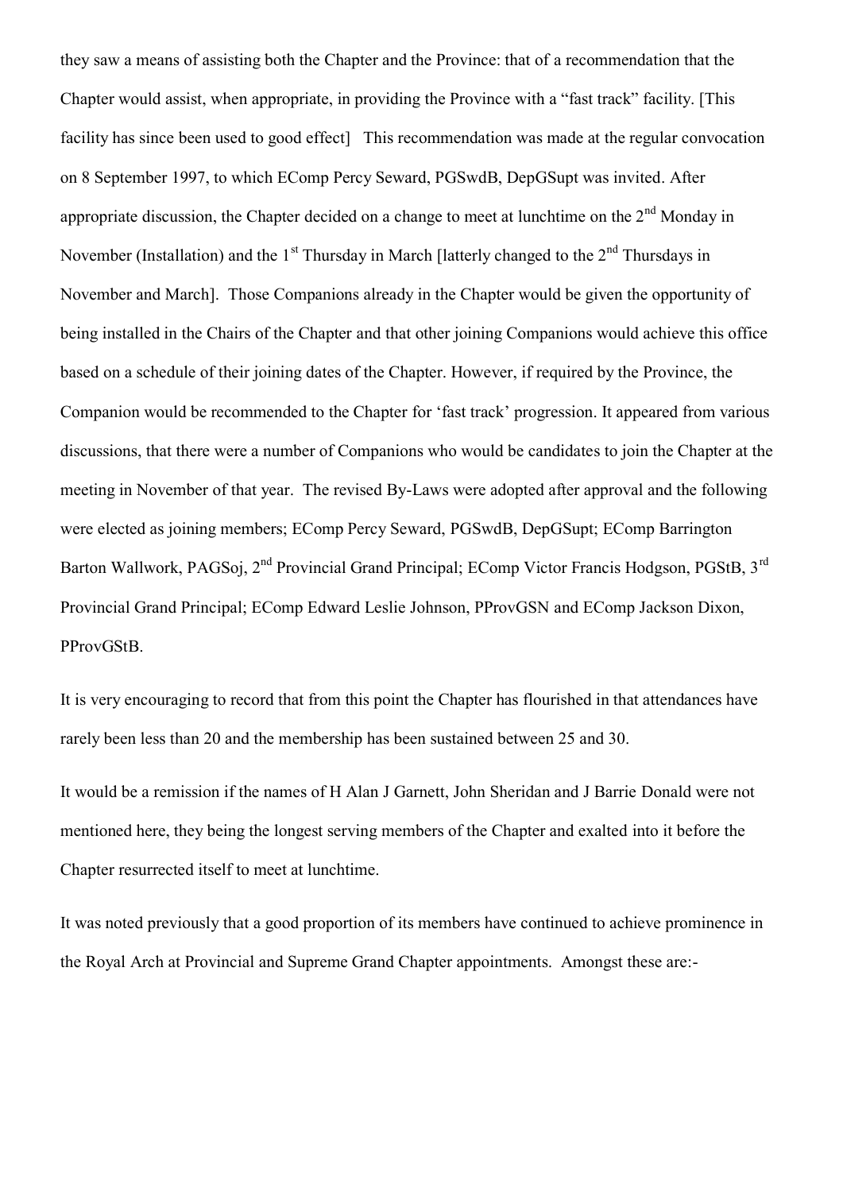they saw a means of assisting both the Chapter and the Province: that of a recommendation that the Chapter would assist, when appropriate, in providing the Province with a "fast track" facility. [This facility has since been used to good effect]   This recommendation was made at the regular convocation on 8 September 1997, to which EComp Percy Seward, PGSwdB, DepGSupt was invited. After appropriate discussion, the Chapter decided on a change to meet at lunchtime on the 2nd Monday in November (Installation) and the 1st Thursday in March [latterly changed to the 2nd Thursdays in November and March].  Those Companions already in the Chapter would be given the opportunity of being installed in the Chairs of the Chapter and that other joining Companions would achieve this office based on a schedule of their joining dates of the Chapter. However, if required by the Province, the Companion would be recommended to the Chapter for 'fast track' progression. It appeared from various discussions, that there were a number of Companions who would be candidates to join the Chapter at the meeting in November of that year.  The revised By-Laws were adopted after approval and the following were elected as joining members; EComp Percy Seward, PGSwdB, DepGSupt; EComp Barrington Barton Wallwork, PAGSoj, 2nd Provincial Grand Principal; EComp Victor Francis Hodgson, PGStB, 3rd Provincial Grand Principal; EComp Edward Leslie Johnson, PProvGSN and EComp Jackson Dixon, PProvGStB.

It is very encouraging to record that from this point the Chapter has flourished in that attendances have rarely been less than 20 and the membership has been sustained between 25 and 30.

It would be a remission if the names of H Alan J Garnett, John Sheridan and J Barrie Donald were not mentioned here, they being the longest serving members of the Chapter and exalted into it before the Chapter resurrected itself to meet at lunchtime.

It was noted previously that a good proportion of its members have continued to achieve prominence in the Royal Arch at Provincial and Supreme Grand Chapter appointments.  Amongst these are:-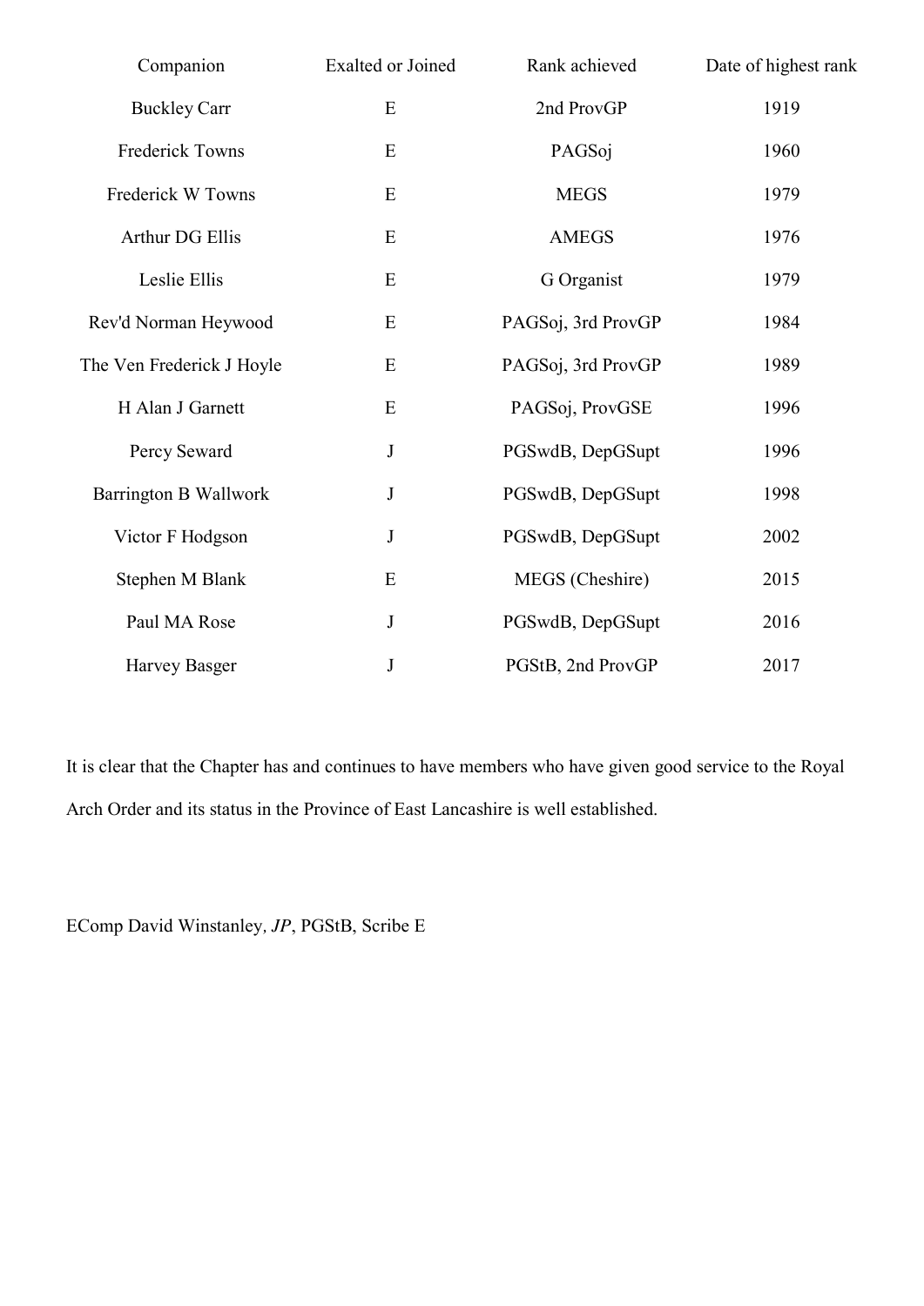| Companion | Exalted or Joined | Rank achieved | Date of highest rank |
|---|---|---|---|
| Buckley Carr | E | 2nd ProvGP | 1919 |
| Frederick Towns | E | PAGSoj | 1960 |
| Frederick W Towns | E | MEGS | 1979 |
| Arthur DG Ellis | E | AMEGS | 1976 |
| Leslie Ellis | E | G Organist | 1979 |
| Rev'd Norman Heywood | E | PAGSoj, 3rd ProvGP | 1984 |
| The Ven Frederick J Hoyle | E | PAGSoj, 3rd ProvGP | 1989 |
| H Alan J Garnett | E | PAGSoj, ProvGSE | 1996 |
| Percy Seward | J | PGSwdB, DepGSupt | 1996 |
| Barrington B Wallwork | J | PGSwdB, DepGSupt | 1998 |
| Victor F Hodgson | J | PGSwdB, DepGSupt | 2002 |
| Stephen M Blank | E | MEGS (Cheshire) | 2015 |
| Paul MA Rose | J | PGSwdB, DepGSupt | 2016 |
| Harvey Basger | J | PGStB, 2nd ProvGP | 2017 |

It is clear that the Chapter has and continues to have members who have given good service to the Royal Arch Order and its status in the Province of East Lancashire is well established.

EComp David Winstanley, *JP*, PGStB, Scribe E